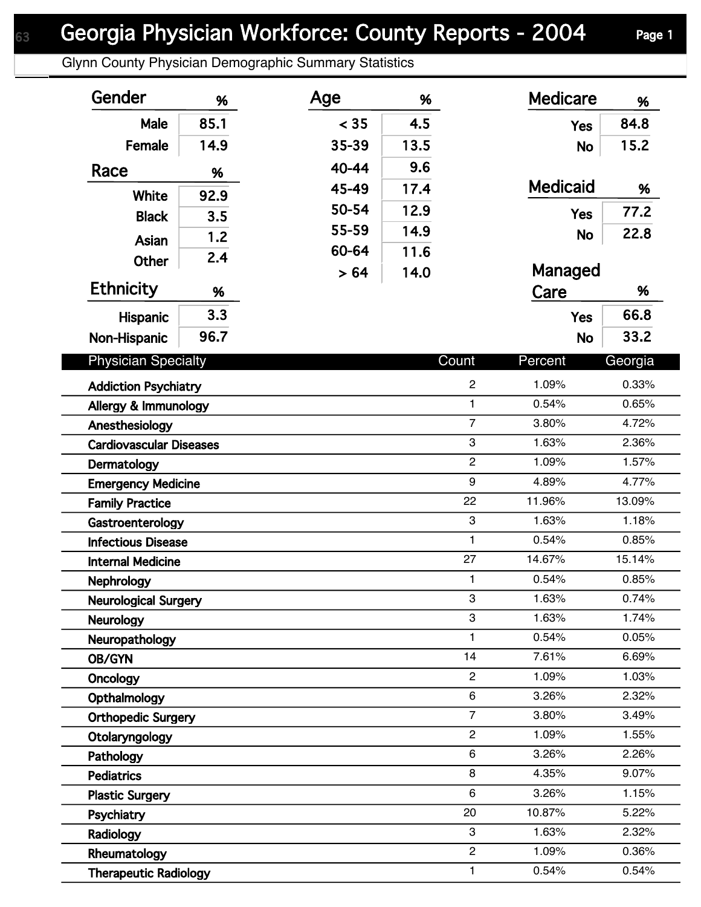# Georgia Physician Workforce: County Reports - 2004

## Glynn County Physician Demographic Summary Statistics

| Gender | % |
|---|---|
| Male | 85.1 |
| Female | 14.9 |

| Race | % |
|---|---|
| White | 92.9 |
| Black | 3.5 |
| Asian | 1.2 |
| Other | 2.4 |

| Ethnicity | % |
|---|---|
| Hispanic | 3.3 |
| Non-Hispanic | 96.7 |

| Age | % |
|---|---|
| < 35 | 4.5 |
| 35-39 | 13.5 |
| 40-44 | 9.6 |
| 45-49 | 17.4 |
| 50-54 | 12.9 |
| 55-59 | 14.9 |
| 60-64 | 11.6 |
| > 64 | 14.0 |

| Medicare | % |
|---|---|
| Yes | 84.8 |
| No | 15.2 |

| Medicaid | % |
|---|---|
| Yes | 77.2 |
| No | 22.8 |

| Managed Care | % |
|---|---|
| Yes | 66.8 |
| No | 33.2 |

| Physician Specialty | Count | Percent | Georgia |
|---|---|---|---|
| Addiction Psychiatry | 2 | 1.09% | 0.33% |
| Allergy & Immunology | 1 | 0.54% | 0.65% |
| Anesthesiology | 7 | 3.80% | 4.72% |
| Cardiovascular Diseases | 3 | 1.63% | 2.36% |
| Dermatology | 2 | 1.09% | 1.57% |
| Emergency Medicine | 9 | 4.89% | 4.77% |
| Family Practice | 22 | 11.96% | 13.09% |
| Gastroenterology | 3 | 1.63% | 1.18% |
| Infectious Disease | 1 | 0.54% | 0.85% |
| Internal Medicine | 27 | 14.67% | 15.14% |
| Nephrology | 1 | 0.54% | 0.85% |
| Neurological Surgery | 3 | 1.63% | 0.74% |
| Neurology | 3 | 1.63% | 1.74% |
| Neuropathology | 1 | 0.54% | 0.05% |
| OB/GYN | 14 | 7.61% | 6.69% |
| Oncology | 2 | 1.09% | 1.03% |
| Opthalmology | 6 | 3.26% | 2.32% |
| Orthopedic Surgery | 7 | 3.80% | 3.49% |
| Otolaryngology | 2 | 1.09% | 1.55% |
| Pathology | 6 | 3.26% | 2.26% |
| Pediatrics | 8 | 4.35% | 9.07% |
| Plastic Surgery | 6 | 3.26% | 1.15% |
| Psychiatry | 20 | 10.87% | 5.22% |
| Radiology | 3 | 1.63% | 2.32% |
| Rheumatology | 2 | 1.09% | 0.36% |
| Therapeutic Radiology | 1 | 0.54% | 0.54% |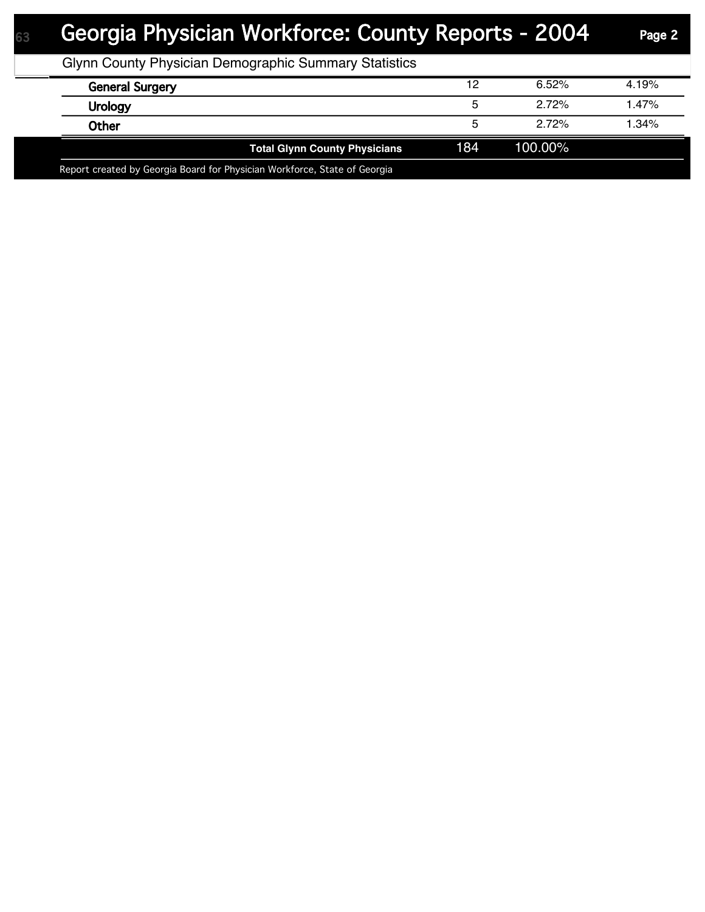## Glynn County Physician Demographic Summary Statistics

| | | | |
|---|---|---|---|
| **General Surgery** | 12 | 6.52% | 4.19% |
| **Urology** | 5 | 2.72% | 1.47% |
| **Other** | 5 | 2.72% | 1.34% |
| **Total Glynn County Physicians** | 184 | 100.00% | |

Report created by Georgia Board for Physician Workforce, State of Georgia